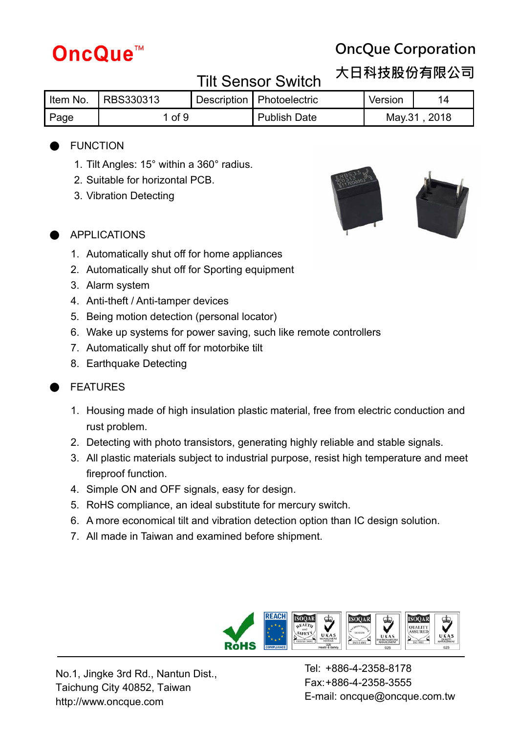OncQue™

OncQue Corporation
大日科技股份有限公司

# Tilt Sensor Switch

| Item No. | RBS330313 | Description | Photoelectric | Version | 14 |
|---|---|---|---|---|---|
| Page | 1 of 9 | | Publish Date | May.31 , 2018 | |

## FUNCTION

1. Tilt Angles: 15° within a 360° radius.
2. Suitable for horizontal PCB.
3. Vibration Detecting

## APPLICATIONS

1. Automatically shut off for home appliances
2. Automatically shut off for Sporting equipment
3. Alarm system
4. Anti-theft / Anti-tamper devices
5. Being motion detection (personal locator)
6. Wake up systems for power saving, such like remote controllers
7. Automatically shut off for motorbike tilt
8. Earthquake Detecting

## FEATURES

1. Housing made of high insulation plastic material, free from electric conduction and rust problem.
2. Detecting with photo transistors, generating highly reliable and stable signals.
3. All plastic materials subject to industrial purpose, resist high temperature and meet fireproof function.
4. Simple ON and OFF signals, easy for design.
5. RoHS compliance, an ideal substitute for mercury switch.
6. A more economical tilt and vibration detection option than IC design solution.
7. All made in Taiwan and examined before shipment.

No.1, Jingke 3rd Rd., Nantun Dist.,
Taichung City 40852, Taiwan
http://www.oncque.com

Tel: +886-4-2358-8178
Fax:+886-4-2358-3555
E-mail: oncque@oncque.com.tw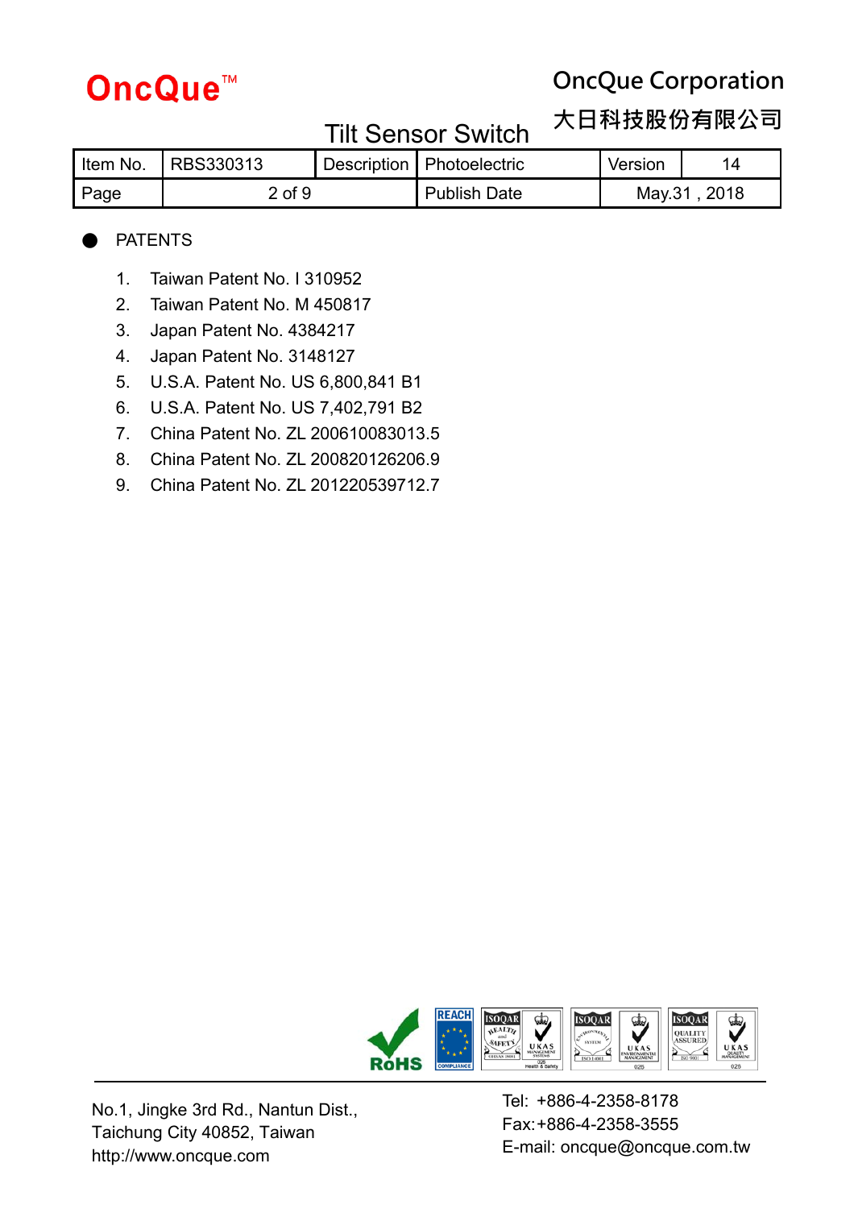## PATENTS

1. Taiwan Patent No. I 310952
2. Taiwan Patent No. M 450817
3. Japan Patent No. 4384217
4. Japan Patent No. 3148127
5. U.S.A. Patent No. US 6,800,841 B1
6. U.S.A. Patent No. US 7,402,791 B2
7. China Patent No. ZL 200610083013.5
8. China Patent No. ZL 200820126206.9
9. China Patent No. ZL 201220539712.7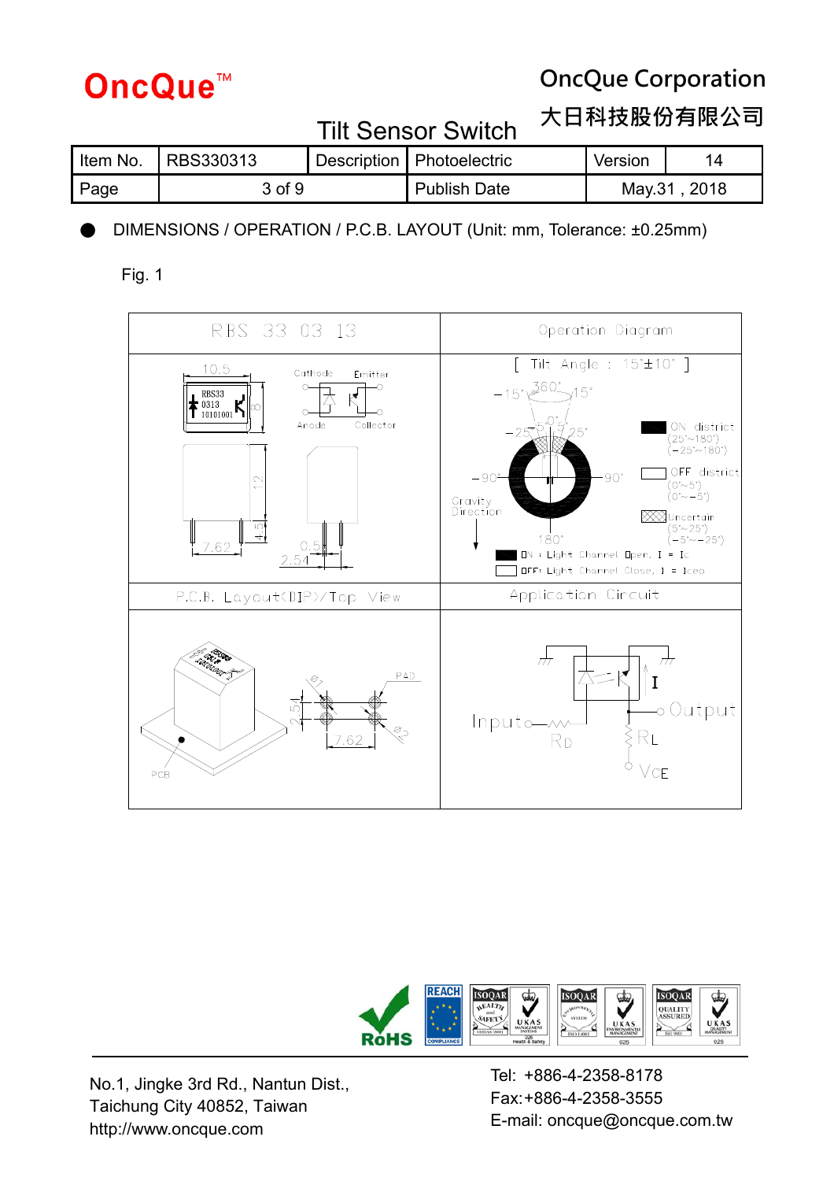| Item No. | RBS330313 | Description | Photoelectric | Version | 14 |
|---|---|---|---|---|---|
| Page | 3 of 9 | | Publish Date | May.31 , 2018 | |

● DIMENSIONS / OPERATION / P.C.B. LAYOUT (Unit: mm, Tolerance: ±0.25mm)

Fig. 1

| RBS 33 03 13 | Operation Diagram |
|---|---|
| 10.5; Cathode, Emitter, Anode, Collector; 8; 12; 4.5; 7.62; 0.5; 2.54 | [ Tilt Angle : 15°±10° ]<br>ON district (25°~180°) (−25°~180°)<br>OFF district (0°~5°) (0°~−5°)<br>Uncertain (5°~25°) (−5°~−25°)<br>Gravity Direction<br>ON : Light Channel Open, I = Ic<br>OFF: Light Channel Close, I = Iceo |
| P.C.B. Layout(DIP)/Top View | Application Circuit |
| PAD; Ø1; Ø2; 2.54; 7.62; PCB | Input; RD; I; Output; RL; VCE |

No.1, Jingke 3rd Rd., Nantun Dist.,
Taichung City 40852, Taiwan
http://www.oncque.com

Tel: +886-4-2358-8178
Fax:+886-4-2358-3555
E-mail: oncque@oncque.com.tw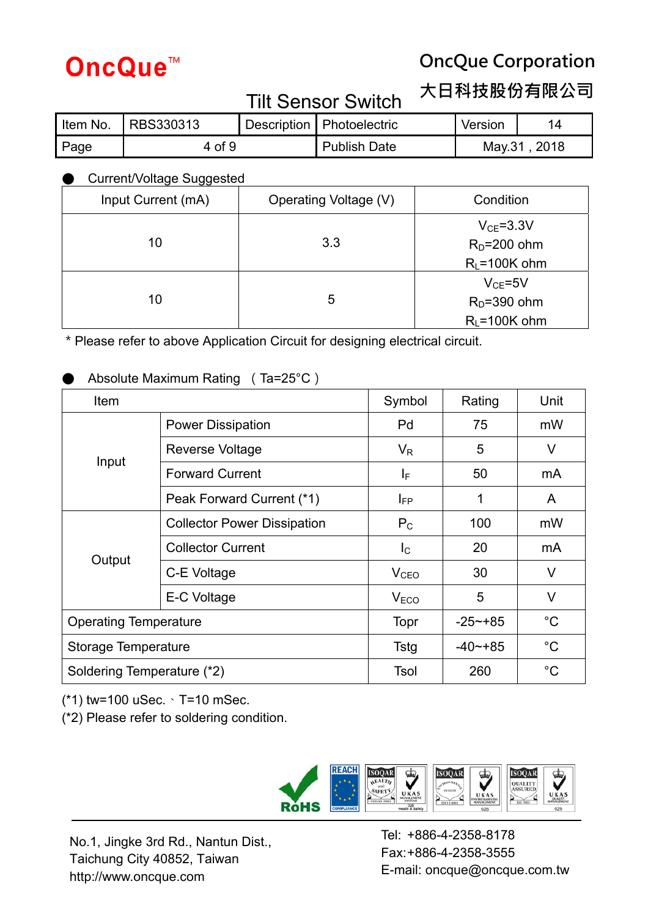- Current/Voltage Suggested

| Input Current (mA) | Operating Voltage (V) | Condition |
|---|---|---|
| 10 | 3.3 | $V_{CE}$=3.3V<br>$R_D$=200 ohm<br>$R_L$=100K ohm |
| 10 | 5 | $V_{CE}$=5V<br>$R_D$=390 ohm<br>$R_L$=100K ohm |

* Please refer to above Application Circuit for designing electrical circuit.

- Absolute Maximum Rating （Ta=25°C）

| Item | | Symbol | Rating | Unit |
|---|---|---|---|---|
| Input | Power Dissipation | Pd | 75 | mW |
| | Reverse Voltage | $V_R$ | 5 | V |
| | Forward Current | $I_F$ | 50 | mA |
| | Peak Forward Current (*1) | $I_{FP}$ | 1 | A |
| Output | Collector Power Dissipation | $P_C$ | 100 | mW |
| | Collector Current | $I_C$ | 20 | mA |
| | C-E Voltage | $V_{CEO}$ | 30 | V |
| | E-C Voltage | $V_{ECO}$ | 5 | V |
| Operating Temperature | | Topr | -25~+85 | °C |
| Storage Temperature | | Tstg | -40~+85 | °C |
| Soldering Temperature (*2) | | Tsol | 260 | °C |

(*1) tw=100 uSec.、T=10 mSec.
(*2) Please refer to soldering condition.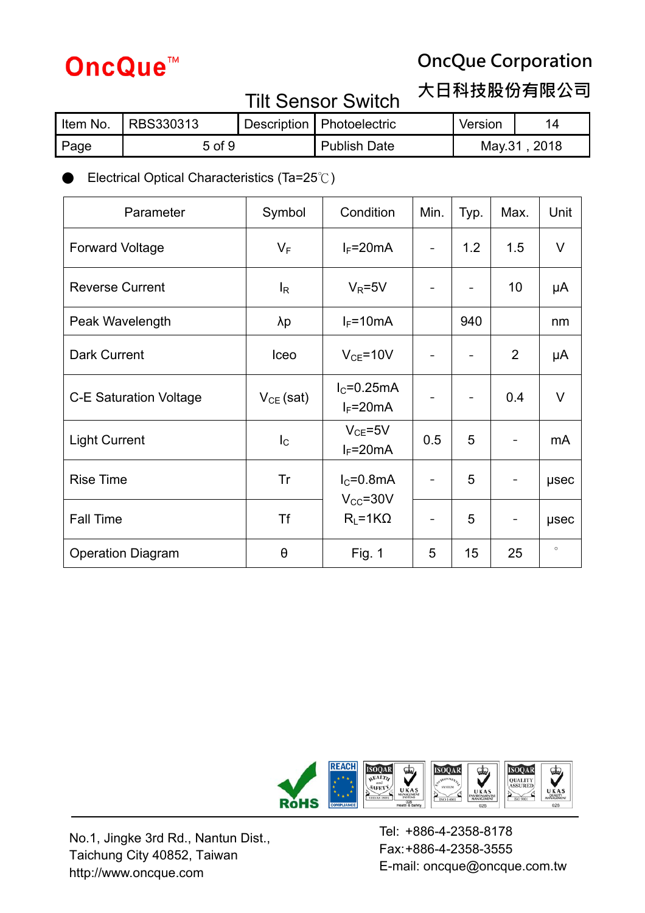OncQue™

OncQue Corporation
大日科技股份有限公司

Tilt Sensor Switch

| Item No. | RBS330313 | Description | Photoelectric | Version | 14 |
|---|---|---|---|---|---|
| Page | 5 of 9 | | Publish Date | May.31 , 2018 | |

● Electrical Optical Characteristics (Ta=25℃)

| Parameter | Symbol | Condition | Min. | Typ. | Max. | Unit |
|---|---|---|---|---|---|---|
| Forward Voltage | $V_F$ | $I_F$=20mA | - | 1.2 | 1.5 | V |
| Reverse Current | $I_R$ | $V_R$=5V | - | - | 10 | μA |
| Peak Wavelength | λp | $I_F$=10mA | | 940 | | nm |
| Dark Current | Iceo | $V_{CE}$=10V | - | - | 2 | μA |
| C-E Saturation Voltage | $V_{CE}$ (sat) | $I_C$=0.25mA<br>$I_F$=20mA | - | - | 0.4 | V |
| Light Current | $I_C$ | $V_{CE}$=5V<br>$I_F$=20mA | 0.5 | 5 | - | mA |
| Rise Time | Tr | $I_C$=0.8mA<br>$V_{CC}$=30V<br>$R_L$=1KΩ | - | 5 | - | μsec |
| Fall Time | Tf | | - | 5 | - | μsec |
| Operation Diagram | θ | Fig. 1 | 5 | 15 | 25 | ° |

No.1, Jingke 3rd Rd., Nantun Dist.,
Taichung City 40852, Taiwan
http://www.oncque.com

Tel: +886-4-2358-8178
Fax:+886-4-2358-3555
E-mail: oncque@oncque.com.tw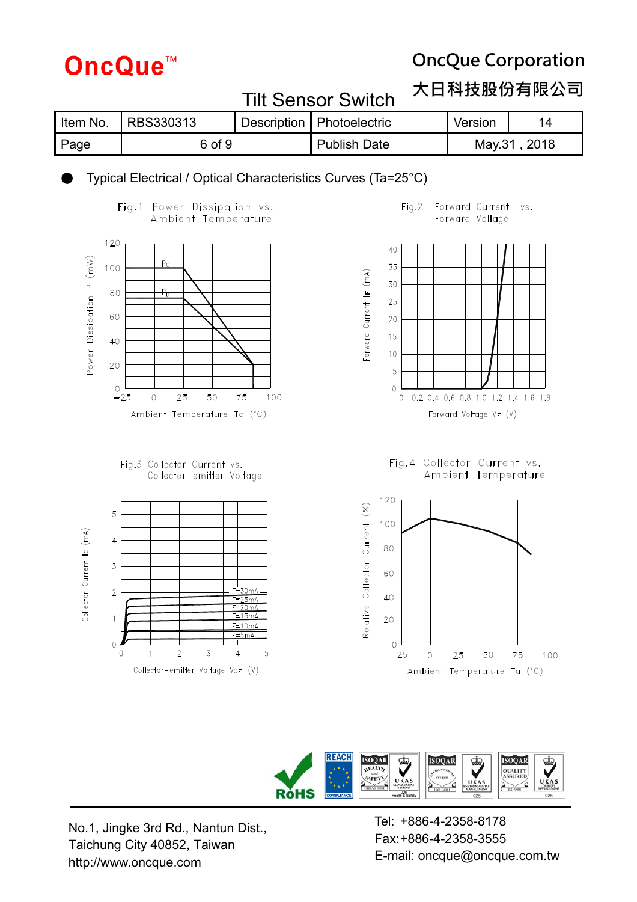# Tilt Sensor Switch

| Item No. | RBS330313 | Description | Photoelectric | Version | 14 |
|---|---|---|---|---|---|
| Page | 6 of 9 | | Publish Date | May.31 , 2018 | |

- Typical Electrical / Optical Characteristics Curves (Ta=25°C)

Fig.1 Power Dissipation vs. Ambient Temperature

Fig.2 Forward Current vs. Forward Voltage

Fig.3 Collector Current vs. Collector−emitter Voltage

Fig.4 Collector Current vs. Ambient Temperature

No.1, Jingke 3rd Rd., Nantun Dist.,
Taichung City 40852, Taiwan
http://www.oncque.com

Tel: +886-4-2358-8178
Fax:+886-4-2358-3555
E-mail: oncque@oncque.com.tw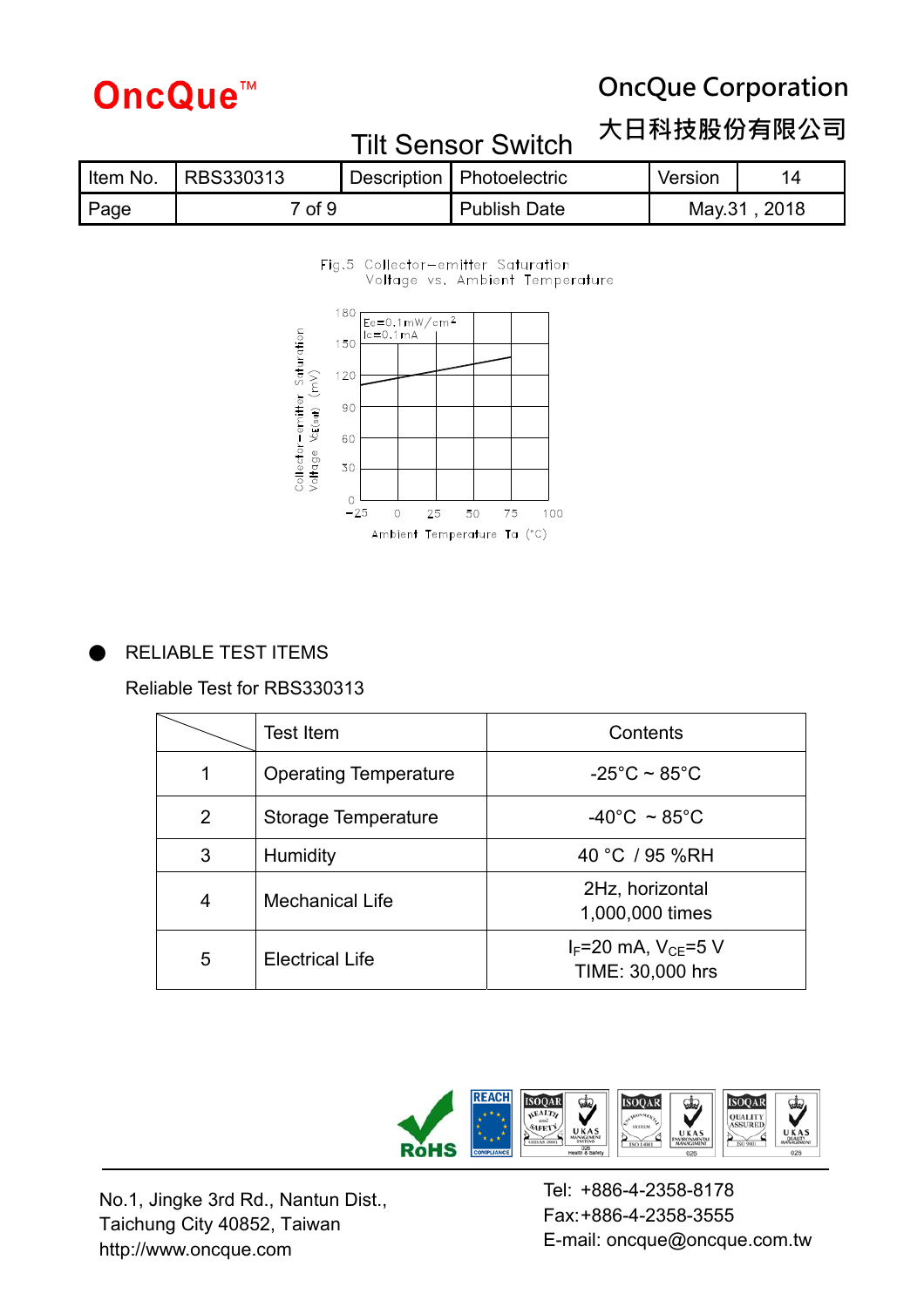Fig.5 Collector−emitter Saturation Voltage vs. Ambient Temperature

- RELIABLE TEST ITEMS

Reliable Test for RBS330313

| | Test Item | Contents |
|---|---|---|
| 1 | Operating Temperature | -25°C ~ 85°C |
| 2 | Storage Temperature | -40°C ~ 85°C |
| 3 | Humidity | 40 °C / 95 %RH |
| 4 | Mechanical Life | 2Hz, horizontal 1,000,000 times |
| 5 | Electrical Life | $I_F$=20 mA, $V_{CE}$=5 V TIME: 30,000 hrs |

No.1, Jingke 3rd Rd., Nantun Dist.,
Taichung City 40852, Taiwan
http://www.oncque.com

Tel: +886-4-2358-8178
Fax:+886-4-2358-3555
E-mail: oncque@oncque.com.tw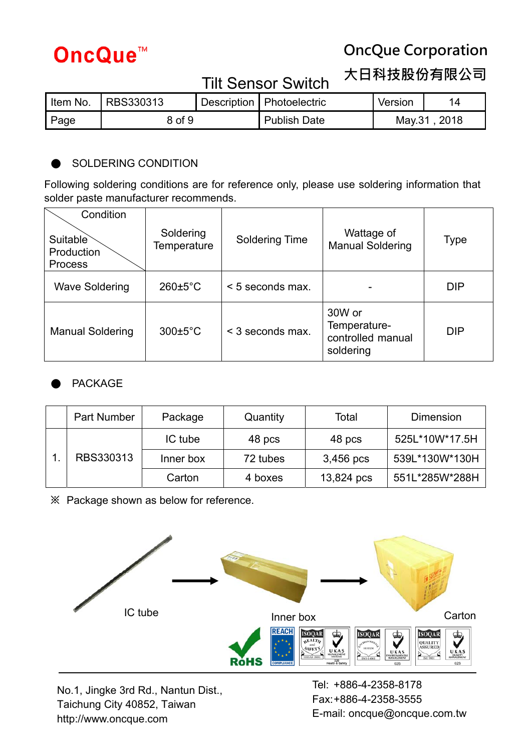| Item No. | RBS330313 | Description | Photoelectric | Version | 14 |
|---|---|---|---|---|---|
| Page | 8 of 9 | | Publish Date | May.31 , 2018 | |

● SOLDERING CONDITION

Following soldering conditions are for reference only, please use soldering information that solder paste manufacturer recommends.

| Condition / Suitable Production Process | Soldering Temperature | Soldering Time | Wattage of Manual Soldering | Type |
|---|---|---|---|---|
| Wave Soldering | 260±5°C | < 5 seconds max. | - | DIP |
| Manual Soldering | 300±5°C | < 3 seconds max. | 30W or Temperature-controlled manual soldering | DIP |

● PACKAGE

| | Part Number | Package | Quantity | Total | Dimension |
|---|---|---|---|---|---|
| 1. | RBS330313 | IC tube | 48 pcs | 48 pcs | 525L*10W*17.5H |
| | | Inner box | 72 tubes | 3,456 pcs | 539L*130W*130H |
| | | Carton | 4 boxes | 13,824 pcs | 551L*285W*288H |

※ Package shown as below for reference.

IC tube → Inner box → Carton

No.1, Jingke 3rd Rd., Nantun Dist.,
Taichung City 40852, Taiwan
http://www.oncque.com

Tel: +886-4-2358-8178
Fax:+886-4-2358-3555
E-mail: oncque@oncque.com.tw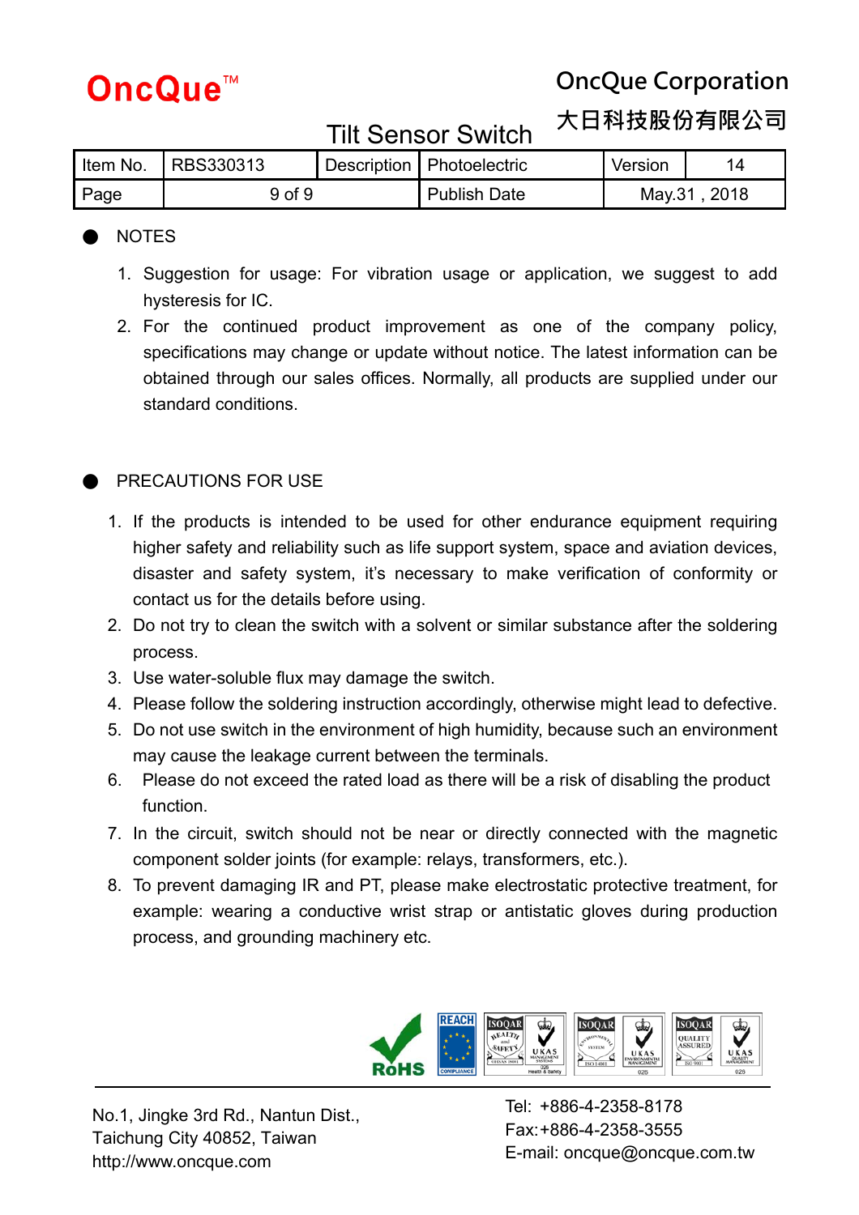- NOTES

1. Suggestion for usage: For vibration usage or application, we suggest to add hysteresis for IC.
2. For the continued product improvement as one of the company policy, specifications may change or update without notice. The latest information can be obtained through our sales offices. Normally, all products are supplied under our standard conditions.

- PRECAUTIONS FOR USE

1. If the products is intended to be used for other endurance equipment requiring higher safety and reliability such as life support system, space and aviation devices, disaster and safety system, it's necessary to make verification of conformity or contact us for the details before using.
2. Do not try to clean the switch with a solvent or similar substance after the soldering process.
3. Use water-soluble flux may damage the switch.
4. Please follow the soldering instruction accordingly, otherwise might lead to defective.
5. Do not use switch in the environment of high humidity, because such an environment may cause the leakage current between the terminals.
6. Please do not exceed the rated load as there will be a risk of disabling the product function.
7. In the circuit, switch should not be near or directly connected with the magnetic component solder joints (for example: relays, transformers, etc.).
8. To prevent damaging IR and PT, please make electrostatic protective treatment, for example: wearing a conductive wrist strap or antistatic gloves during production process, and grounding machinery etc.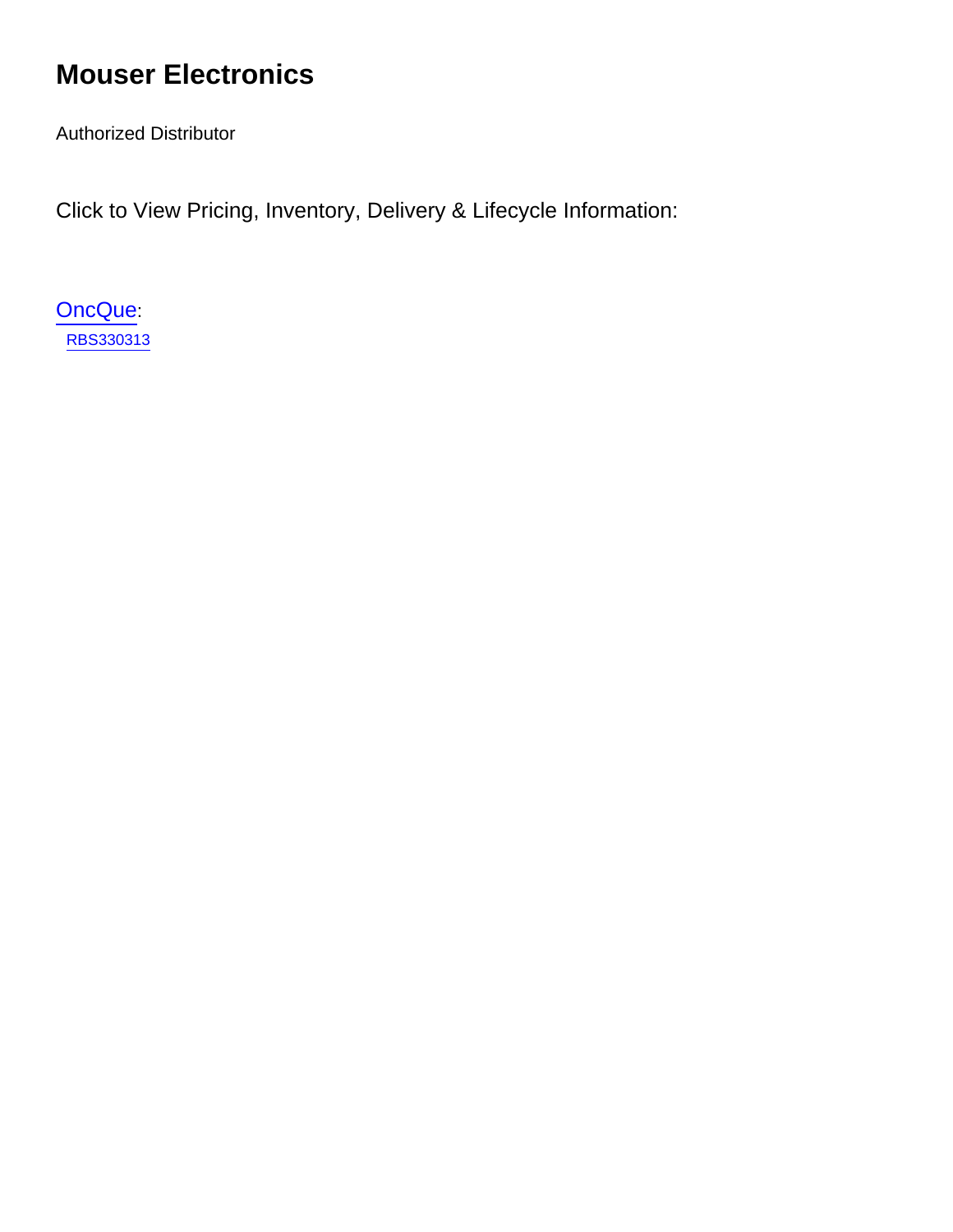# Mouser Electronics

Authorized Distributor

Click to View Pricing, Inventory, Delivery & Lifecycle Information:

OncQue:

RBS330313